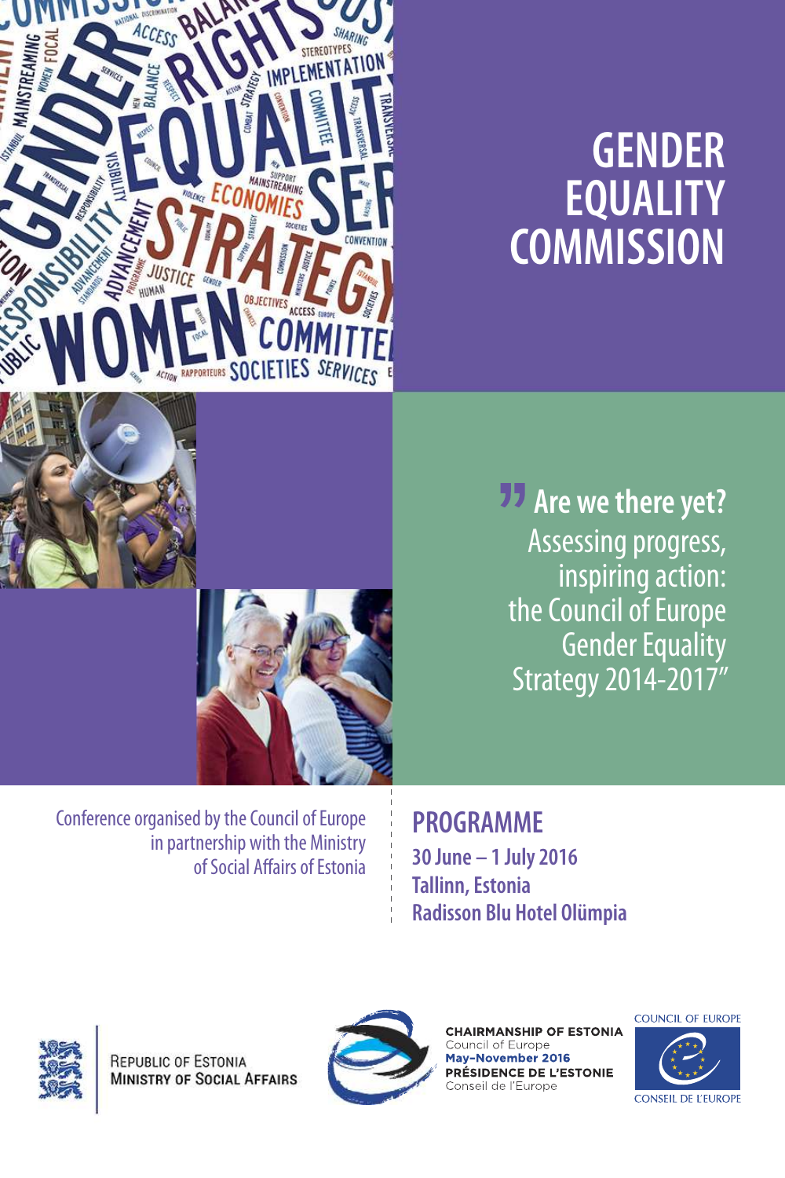# GENDER EQUALITY COMMISSION

**"Are we there yet?**
Assessing progress, inspiring action: the Council of Europe Gender Equality Strategy 2014-2017"

Conference organised by the Council of Europe in partnership with the Ministry of Social Affairs of Estonia

## PROGRAMME

**30 June – 1 July 2016**
**Tallinn, Estonia**
**Radisson Blu Hotel Olümpia**

Republic of Estonia
Ministry of Social Affairs

**CHAIRMANSHIP OF ESTONIA**
Council of Europe
**May-November 2016**
**PRÉSIDENCE DE L'ESTONIE**
Conseil de l'Europe

COUNCIL OF EUROPE
CONSEIL DE L'EUROPE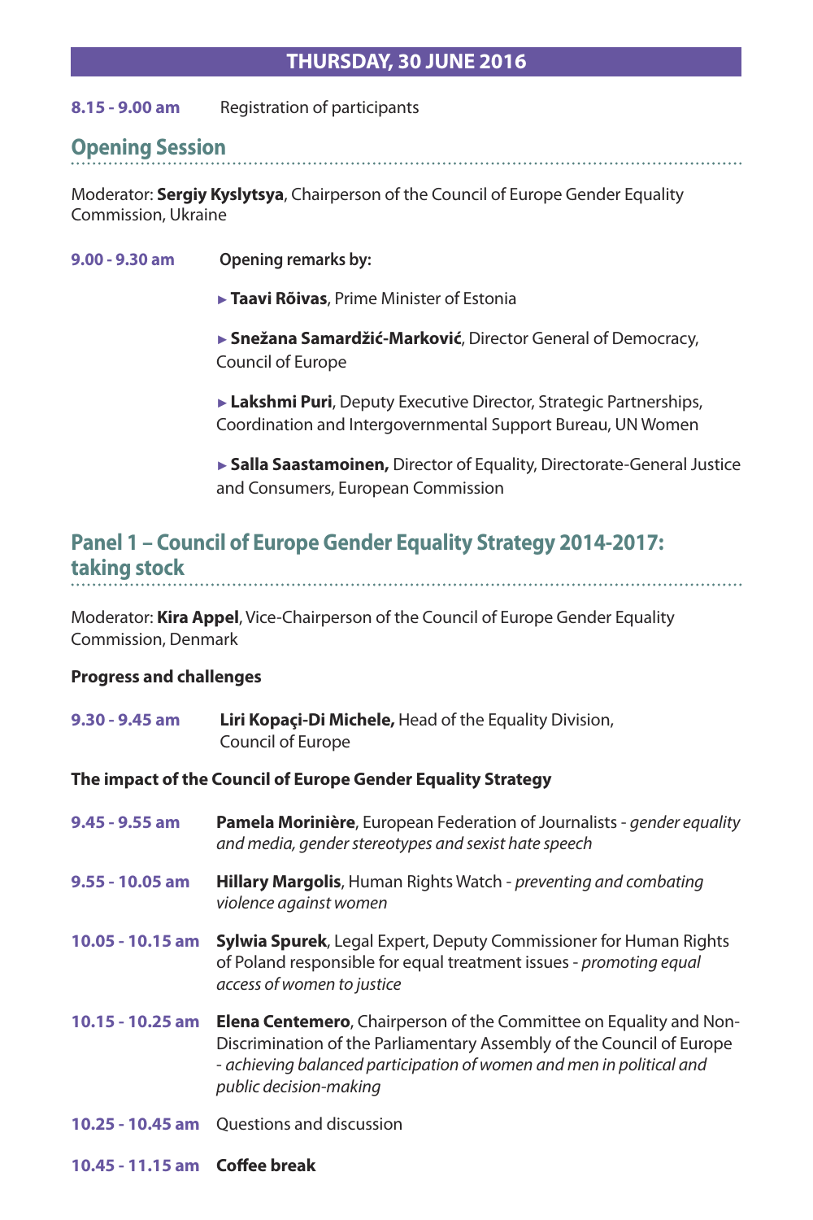## THURSDAY, 30 JUNE 2016

**8.15 - 9.00 am** Registration of participants

### Opening Session

Moderator: **Sergiy Kyslytsya**, Chairperson of the Council of Europe Gender Equality Commission, Ukraine

**9.00 - 9.30 am** **Opening remarks by:**

- **Taavi Rõivas**, Prime Minister of Estonia
- **Snežana Samardžić-Marković**, Director General of Democracy, Council of Europe
- **Lakshmi Puri**, Deputy Executive Director, Strategic Partnerships, Coordination and Intergovernmental Support Bureau, UN Women
- **Salla Saastamoinen,** Director of Equality, Directorate-General Justice and Consumers, European Commission

### Panel 1 – Council of Europe Gender Equality Strategy 2014-2017: taking stock

Moderator: **Kira Appel**, Vice-Chairperson of the Council of Europe Gender Equality Commission, Denmark

**Progress and challenges**

**9.30 - 9.45 am** **Liri Kopaçi-Di Michele,** Head of the Equality Division, Council of Europe

**The impact of the Council of Europe Gender Equality Strategy**

**9.45 - 9.55 am** **Pamela Morinière**, European Federation of Journalists - *gender equality and media, gender stereotypes and sexist hate speech*

**9.55 - 10.05 am** **Hillary Margolis**, Human Rights Watch - *preventing and combating violence against women*

**10.05 - 10.15 am** **Sylwia Spurek**, Legal Expert, Deputy Commissioner for Human Rights of Poland responsible for equal treatment issues - *promoting equal access of women to justice*

**10.15 - 10.25 am** **Elena Centemero**, Chairperson of the Committee on Equality and Non-Discrimination of the Parliamentary Assembly of the Council of Europe - *achieving balanced participation of women and men in political and public decision-making*

**10.25 - 10.45 am** Questions and discussion

**10.45 - 11.15 am** **Coffee break**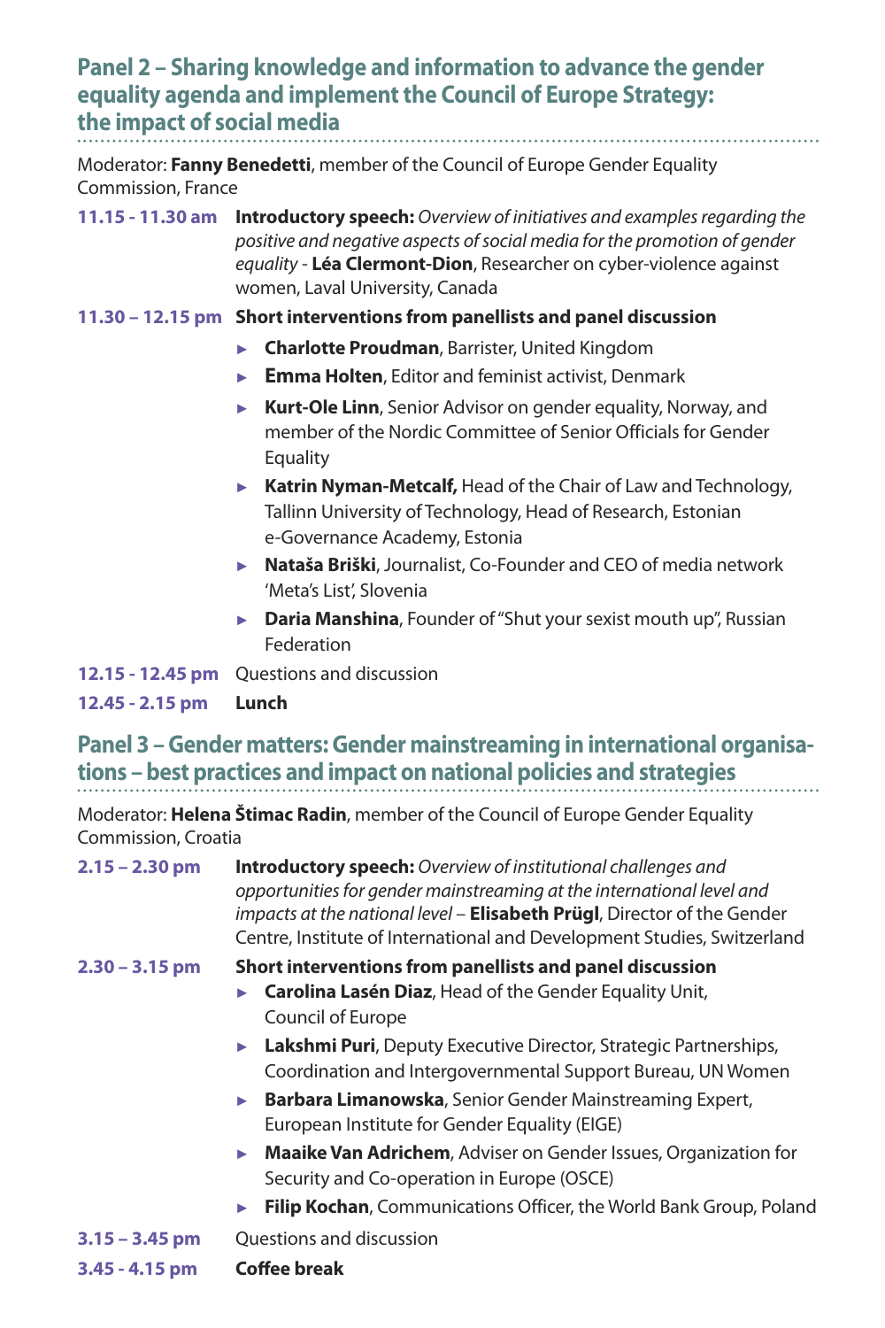## Panel 2 – Sharing knowledge and information to advance the gender equality agenda and implement the Council of Europe Strategy: the impact of social media

Moderator: **Fanny Benedetti**, member of the Council of Europe Gender Equality Commission, France

**11.15 - 11.30 am** **Introductory speech:** *Overview of initiatives and examples regarding the positive and negative aspects of social media for the promotion of gender equality* - **Léa Clermont-Dion**, Researcher on cyber-violence against women, Laval University, Canada

**11.30 – 12.15 pm** **Short interventions from panellists and panel discussion**

- **Charlotte Proudman**, Barrister, United Kingdom
- **Emma Holten**, Editor and feminist activist, Denmark
- **Kurt-Ole Linn**, Senior Advisor on gender equality, Norway, and member of the Nordic Committee of Senior Officials for Gender Equality
- **Katrin Nyman-Metcalf,** Head of the Chair of Law and Technology, Tallinn University of Technology, Head of Research, Estonian e-Governance Academy, Estonia
- **Nataša Briški**, Journalist, Co-Founder and CEO of media network 'Meta's List', Slovenia
- **Daria Manshina**, Founder of "Shut your sexist mouth up", Russian Federation

**12.15 - 12.45 pm** Questions and discussion

**12.45 - 2.15 pm** **Lunch**

## Panel 3 – Gender matters: Gender mainstreaming in international organisations – best practices and impact on national policies and strategies

Moderator: **Helena Štimac Radin**, member of the Council of Europe Gender Equality Commission, Croatia

**2.15 – 2.30 pm** **Introductory speech:** *Overview of institutional challenges and opportunities for gender mainstreaming at the international level and impacts at the national level* – **Elisabeth Prügl**, Director of the Gender Centre, Institute of International and Development Studies, Switzerland

**2.30 – 3.15 pm** **Short interventions from panellists and panel discussion**

- **Carolina Lasén Diaz**, Head of the Gender Equality Unit, Council of Europe
- **Lakshmi Puri**, Deputy Executive Director, Strategic Partnerships, Coordination and Intergovernmental Support Bureau, UN Women
- **Barbara Limanowska**, Senior Gender Mainstreaming Expert, European Institute for Gender Equality (EIGE)
- **Maaike Van Adrichem**, Adviser on Gender Issues, Organization for Security and Co-operation in Europe (OSCE)
- **Filip Kochan**, Communications Officer, the World Bank Group, Poland

**3.15 – 3.45 pm** Questions and discussion

**3.45 - 4.15 pm** **Coffee break**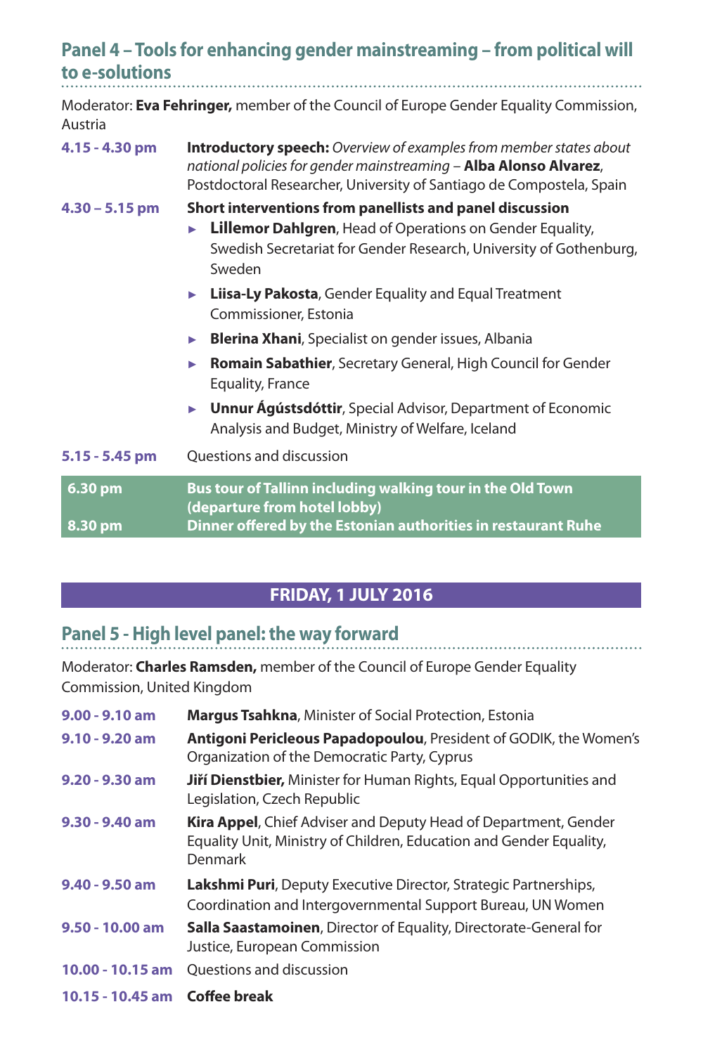## Panel 4 – Tools for enhancing gender mainstreaming – from political will to e-solutions

Moderator: **Eva Fehringer,** member of the Council of Europe Gender Equality Commission, Austria

| | |
|---|---|
| **4.15 - 4.30 pm** | **Introductory speech:** *Overview of examples from member states about national policies for gender mainstreaming* – **Alba Alonso Alvarez**, Postdoctoral Researcher, University of Santiago de Compostela, Spain |
| **4.30 – 5.15 pm** | **Short interventions from panellists and panel discussion** |

- **Lillemor Dahlgren**, Head of Operations on Gender Equality, Swedish Secretariat for Gender Research, University of Gothenburg, Sweden
- **Liisa-Ly Pakosta**, Gender Equality and Equal Treatment Commissioner, Estonia
- **Blerina Xhani**, Specialist on gender issues, Albania
- **Romain Sabathier**, Secretary General, High Council for Gender Equality, France
- **Unnur Ágústsdóttir**, Special Advisor, Department of Economic Analysis and Budget, Ministry of Welfare, Iceland

| | |
|---|---|
| **5.15 - 5.45 pm** | Questions and discussion |
| **6.30 pm** | **Bus tour of Tallinn including walking tour in the Old Town (departure from hotel lobby)** |
| **8.30 pm** | **Dinner offered by the Estonian authorities in restaurant Ruhe** |

## FRIDAY, 1 JULY 2016

## Panel 5 - High level panel: the way forward

Moderator: **Charles Ramsden,** member of the Council of Europe Gender Equality Commission, United Kingdom

| | |
|---|---|
| **9.00 - 9.10 am** | **Margus Tsahkna**, Minister of Social Protection, Estonia |
| **9.10 - 9.20 am** | **Antigoni Pericleous Papadopoulou**, President of GODIK, the Women's Organization of the Democratic Party, Cyprus |
| **9.20 - 9.30 am** | **Jiří Dienstbier,** Minister for Human Rights, Equal Opportunities and Legislation, Czech Republic |
| **9.30 - 9.40 am** | **Kira Appel**, Chief Adviser and Deputy Head of Department, Gender Equality Unit, Ministry of Children, Education and Gender Equality, Denmark |
| **9.40 - 9.50 am** | **Lakshmi Puri**, Deputy Executive Director, Strategic Partnerships, Coordination and Intergovernmental Support Bureau, UN Women |
| **9.50 - 10.00 am** | **Salla Saastamoinen**, Director of Equality, Directorate-General for Justice, European Commission |
| **10.00 - 10.15 am** | Questions and discussion |
| **10.15 - 10.45 am** | **Coffee break** |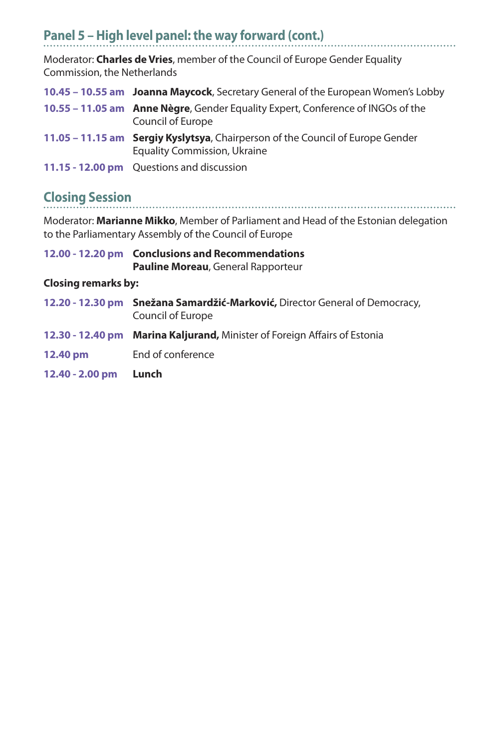## Panel 5 – High level panel: the way forward (cont.)

Moderator: **Charles de Vries**, member of the Council of Europe Gender Equality Commission, the Netherlands

**10.45 – 10.55 am** **Joanna Maycock**, Secretary General of the European Women's Lobby

**10.55 – 11.05 am** **Anne Nègre**, Gender Equality Expert, Conference of INGOs of the Council of Europe

**11.05 – 11.15 am** **Sergiy Kyslytsya**, Chairperson of the Council of Europe Gender Equality Commission, Ukraine

**11.15 - 12.00 pm** Questions and discussion

## Closing Session

Moderator: **Marianne Mikko**, Member of Parliament and Head of the Estonian delegation to the Parliamentary Assembly of the Council of Europe

**12.00 - 12.20 pm** **Conclusions and Recommendations**
**Pauline Moreau**, General Rapporteur

**Closing remarks by:**

**12.20 - 12.30 pm** **Snežana Samardžić-Marković,** Director General of Democracy, Council of Europe

**12.30 - 12.40 pm** **Marina Kaljurand,** Minister of Foreign Affairs of Estonia

**12.40 pm** End of conference

**12.40 - 2.00 pm** **Lunch**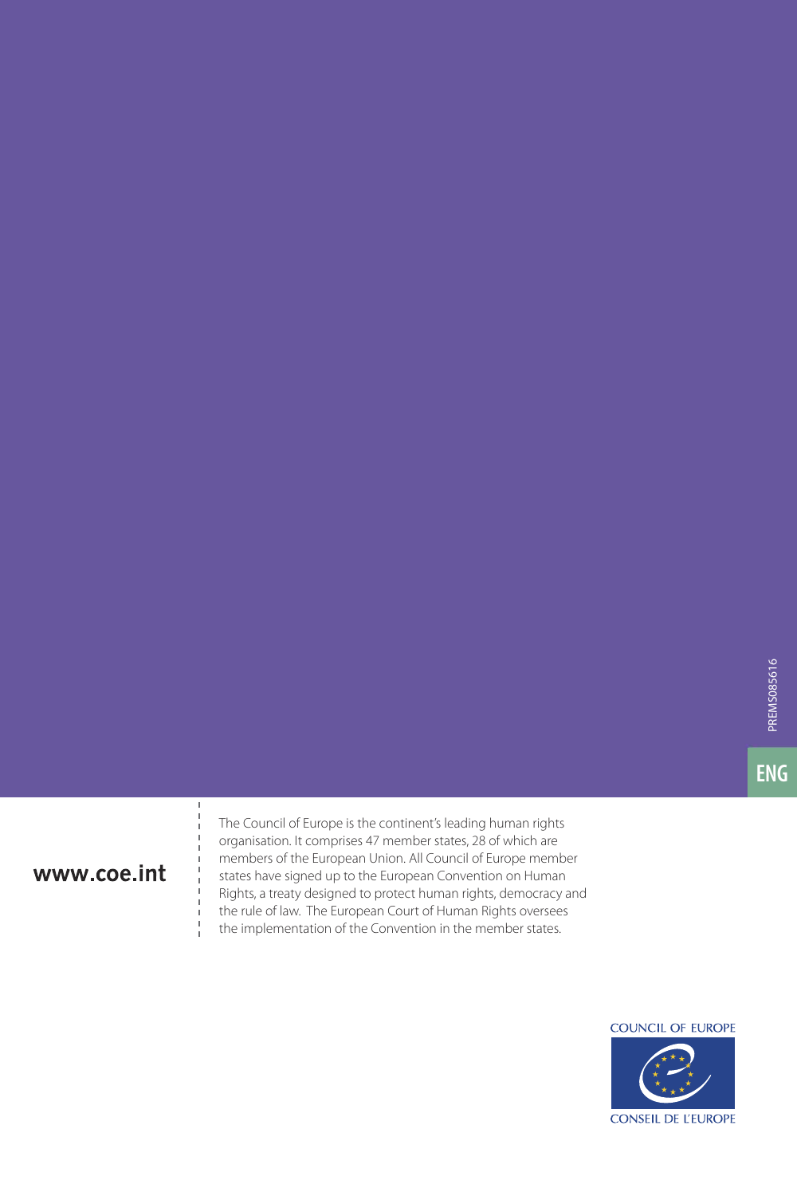PREMS085616

ENG

**www.coe.int**

The Council of Europe is the continent's leading human rights organisation. It comprises 47 member states, 28 of which are members of the European Union. All Council of Europe member states have signed up to the European Convention on Human Rights, a treaty designed to protect human rights, democracy and the rule of law. The European Court of Human Rights oversees the implementation of the Convention in the member states.

COUNCIL OF EUROPE

CONSEIL DE L'EUROPE